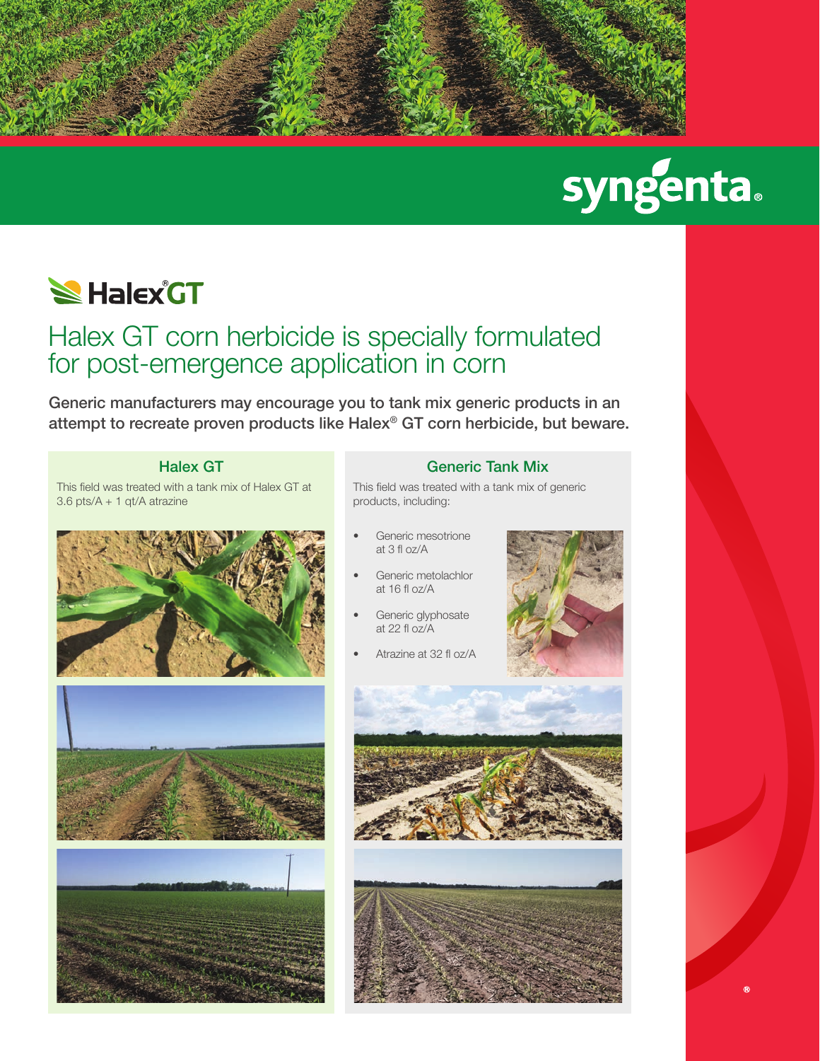syngenta

# Halex® GT

## Halex GT corn herbicide is specially formulated for post-emergence application in corn

**Generic manufacturers may encourage you to tank mix generic products in an attempt to recreate proven products like Halex® GT corn herbicide, but beware.**

### Halex GT

This field was treated with a tank mix of Halex GT at 3.6 pts/A + 1 qt/A atrazine

### Generic Tank Mix

This field was treated with a tank mix of generic products, including:

- Generic mesotrione at 3 fl oz/A
- Generic metolachlor at 16 fl oz/A
- Generic glyphosate at 22 fl oz/A
- Atrazine at 32 fl oz/A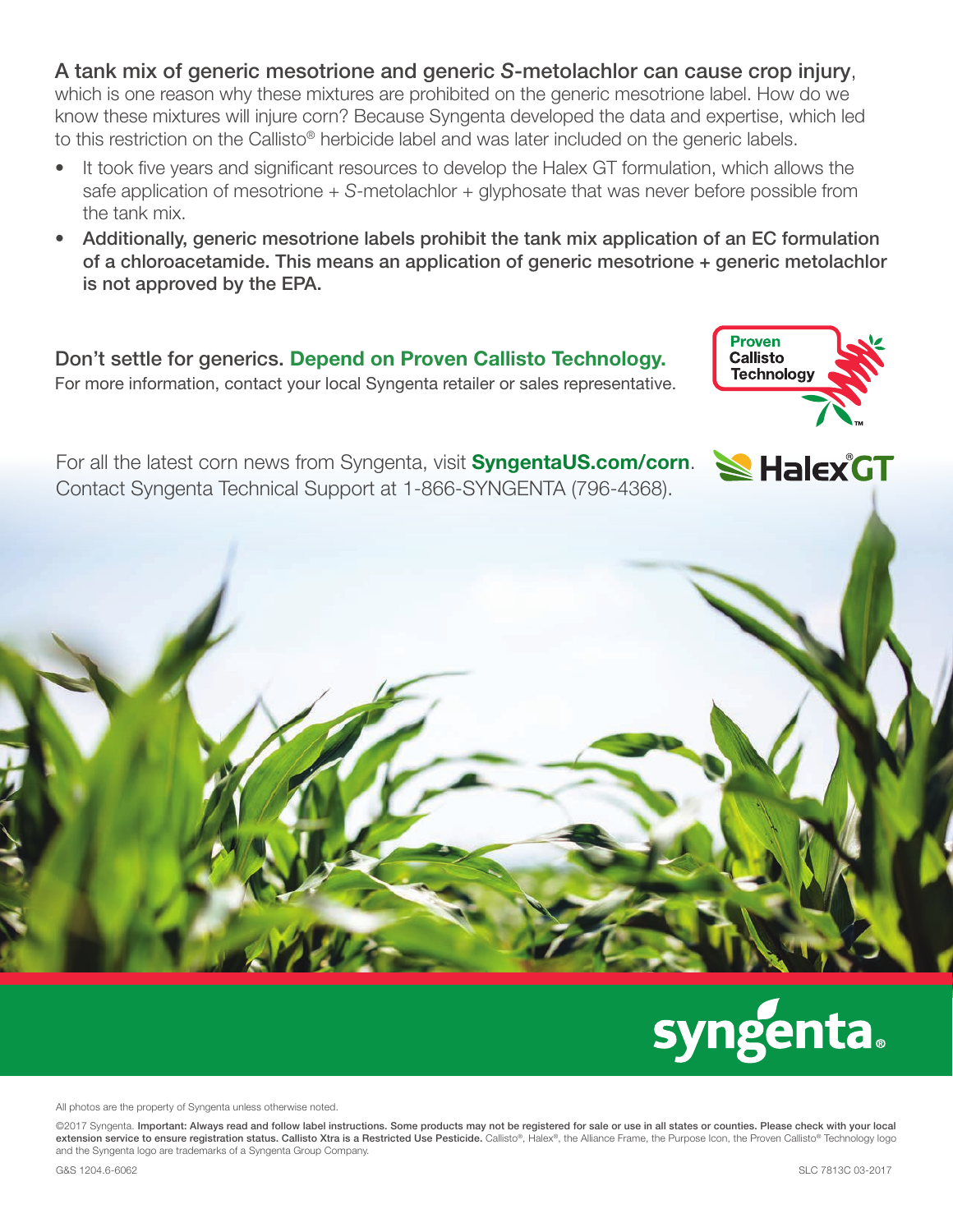**A tank mix of generic mesotrione and generic *S*-metolachlor can cause crop injury**, which is one reason why these mixtures are prohibited on the generic mesotrione label. How do we know these mixtures will injure corn? Because Syngenta developed the data and expertise, which led to this restriction on the Callisto® herbicide label and was later included on the generic labels.

- It took five years and significant resources to develop the Halex GT formulation, which allows the safe application of mesotrione + *S*-metolachlor + glyphosate that was never before possible from the tank mix.
- **Additionally, generic mesotrione labels prohibit the tank mix application of an EC formulation of a chloroacetamide. This means an application of generic mesotrione + generic metolachlor is not approved by the EPA.**

**Don't settle for generics. Depend on Proven Callisto Technology.**
For more information, contact your local Syngenta retailer or sales representative.

Proven Callisto Technology™

For all the latest corn news from Syngenta, visit **SyngentaUS.com/corn**. Contact Syngenta Technical Support at 1-866-SYNGENTA (796-4368).

Halex® GT

syngenta®

All photos are the property of Syngenta unless otherwise noted.

©2017 Syngenta. **Important: Always read and follow label instructions. Some products may not be registered for sale or use in all states or counties. Please check with your local extension service to ensure registration status. Callisto Xtra is a Restricted Use Pesticide.** Callisto®, Halex®, the Alliance Frame, the Purpose Icon, the Proven Callisto® Technology logo and the Syngenta logo are trademarks of a Syngenta Group Company.

G&S 1204.6-6062

SLC 7813C 03-2017